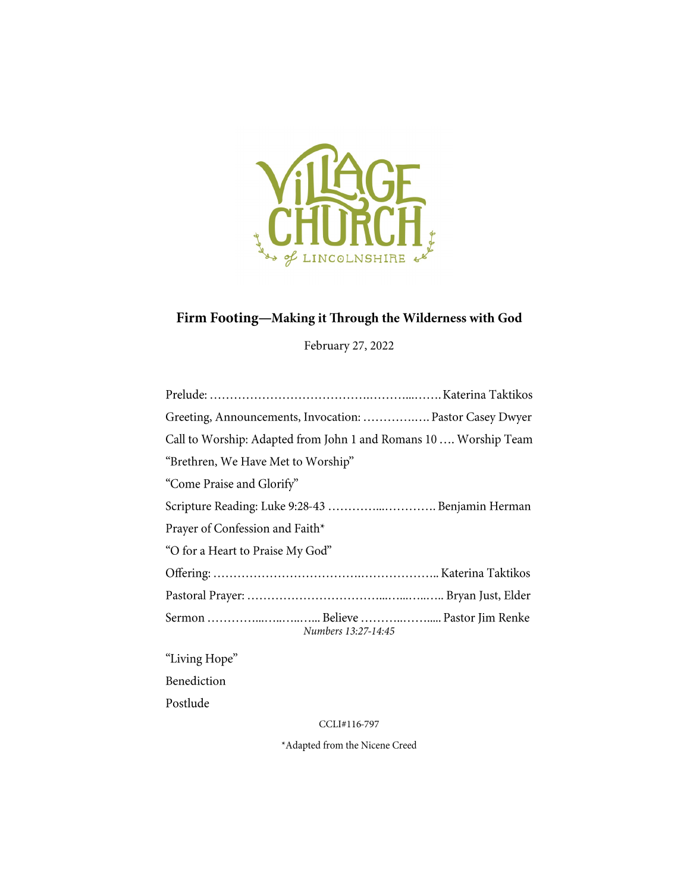VILLAGE CHURCH of LINCOLNSHIRE

## Firm Footing—Making it Through the Wilderness with God

February 27, 2022

Prelude: …………………………………….………...……. Katerina Taktikos

Greeting, Announcements, Invocation: ………….…. Pastor Casey Dwyer

Call to Worship: Adapted from John 1 and Romans 10 …. Worship Team

"Brethren, We Have Met to Worship"

"Come Praise and Glorify"

Scripture Reading: Luke 9:28-43 …………...…………. Benjamin Herman

Prayer of Confession and Faith*

"O for a Heart to Praise My God"

Offering: ……………………………….……………….. Katerina Taktikos

Pastoral Prayer: …………………………...…...…..….. Bryan Just, Elder

Sermon …………...…..…..….. Believe ………..……..... Pastor Jim Renke
*Numbers 13:27-14:45*

"Living Hope"

Benediction

Postlude

CCLI#116-797

*Adapted from the Nicene Creed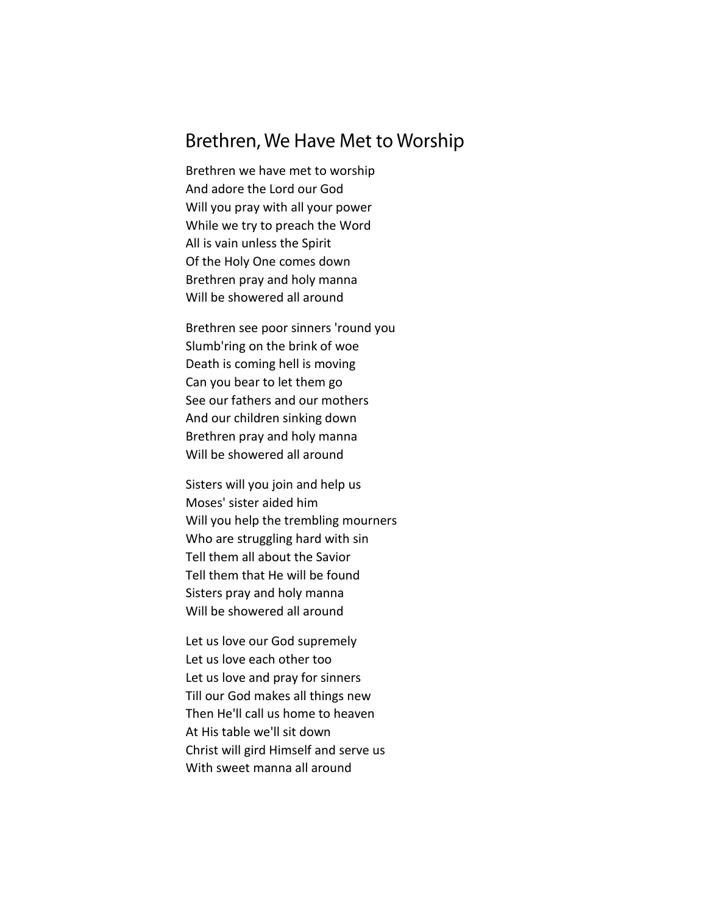## Brethren, We Have Met to Worship

Brethren we have met to worship
And adore the Lord our God
Will you pray with all your power
While we try to preach the Word
All is vain unless the Spirit
Of the Holy One comes down
Brethren pray and holy manna
Will be showered all around

Brethren see poor sinners 'round you
Slumb'ring on the brink of woe
Death is coming hell is moving
Can you bear to let them go
See our fathers and our mothers
And our children sinking down
Brethren pray and holy manna
Will be showered all around

Sisters will you join and help us
Moses' sister aided him
Will you help the trembling mourners
Who are struggling hard with sin
Tell them all about the Savior
Tell them that He will be found
Sisters pray and holy manna
Will be showered all around

Let us love our God supremely
Let us love each other too
Let us love and pray for sinners
Till our God makes all things new
Then He'll call us home to heaven
At His table we'll sit down
Christ will gird Himself and serve us
With sweet manna all around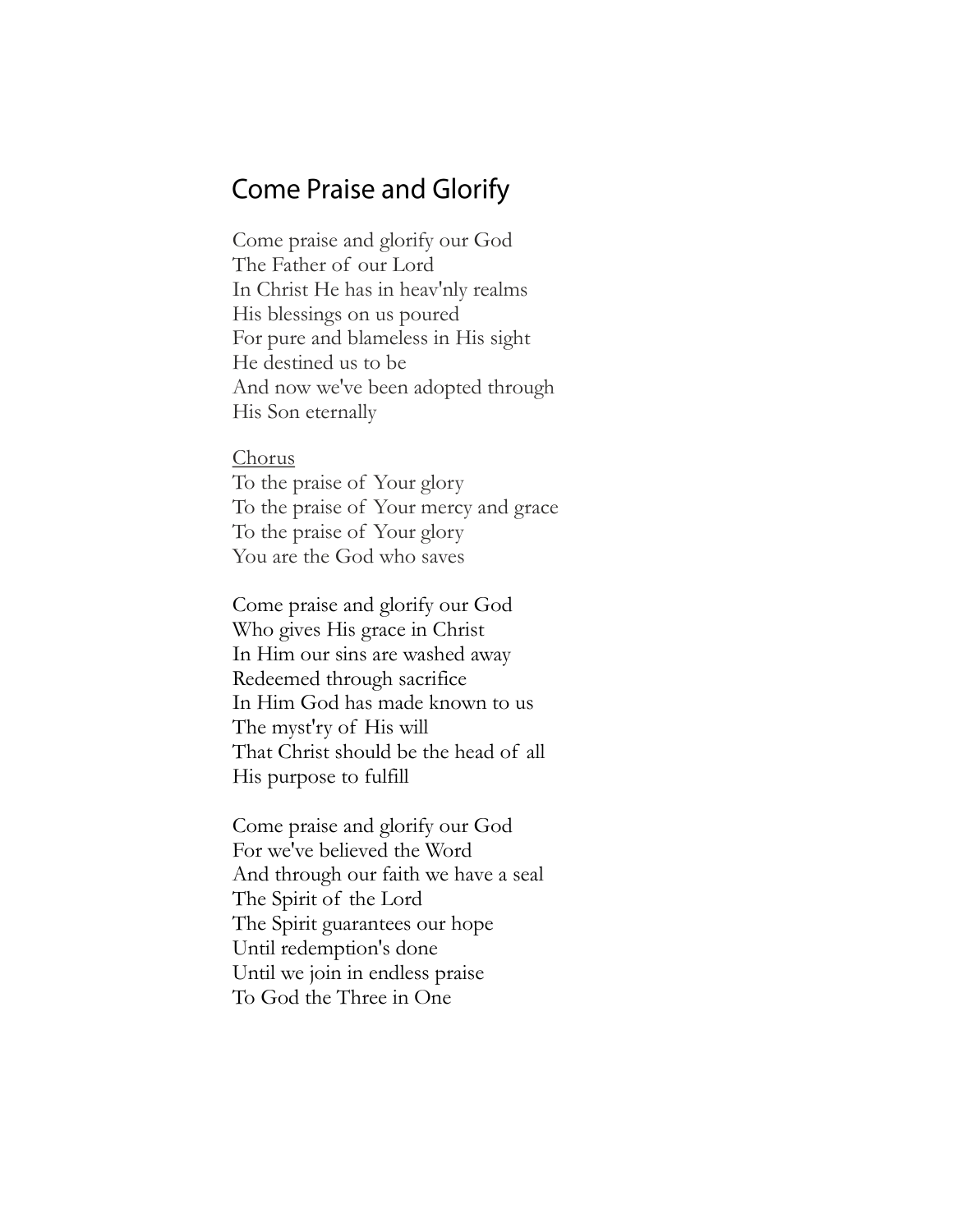## Come Praise and Glorify

Come praise and glorify our God  
The Father of our Lord  
In Christ He has in heav'nly realms  
His blessings on us poured  
For pure and blameless in His sight  
He destined us to be  
And now we've been adopted through  
His Son eternally

Chorus  
To the praise of Your glory  
To the praise of Your mercy and grace  
To the praise of Your glory  
You are the God who saves

Come praise and glorify our God  
Who gives His grace in Christ  
In Him our sins are washed away  
Redeemed through sacrifice  
In Him God has made known to us  
The myst'ry of His will  
That Christ should be the head of all  
His purpose to fulfill

Come praise and glorify our God  
For we've believed the Word  
And through our faith we have a seal  
The Spirit of the Lord  
The Spirit guarantees our hope  
Until redemption's done  
Until we join in endless praise  
To God the Three in One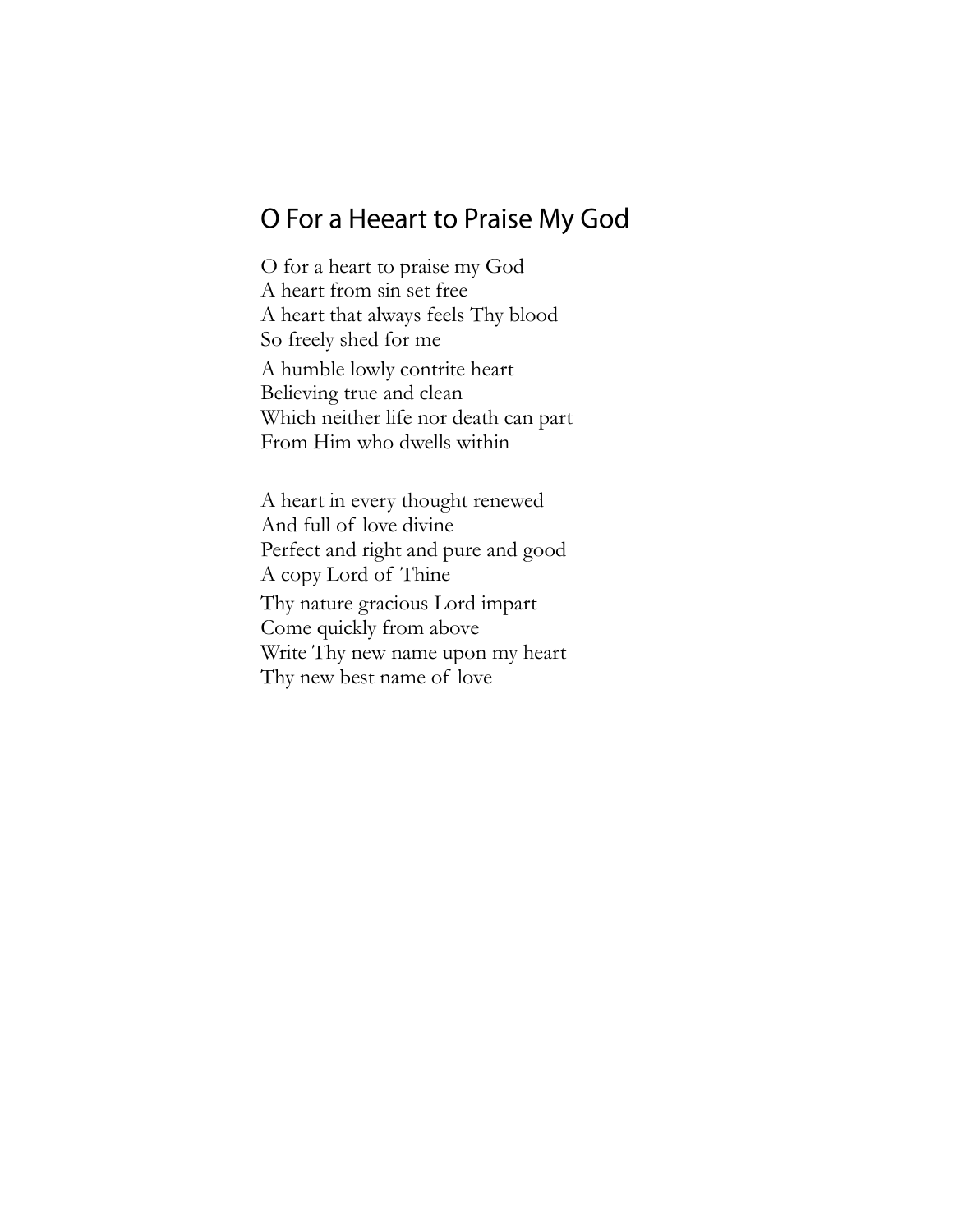## O For a Heeart to Praise My God

O for a heart to praise my God  
A heart from sin set free  
A heart that always feels Thy blood  
So freely shed for me

A humble lowly contrite heart  
Believing true and clean  
Which neither life nor death can part  
From Him who dwells within

A heart in every thought renewed  
And full of love divine  
Perfect and right and pure and good  
A copy Lord of Thine

Thy nature gracious Lord impart  
Come quickly from above  
Write Thy new name upon my heart  
Thy new best name of love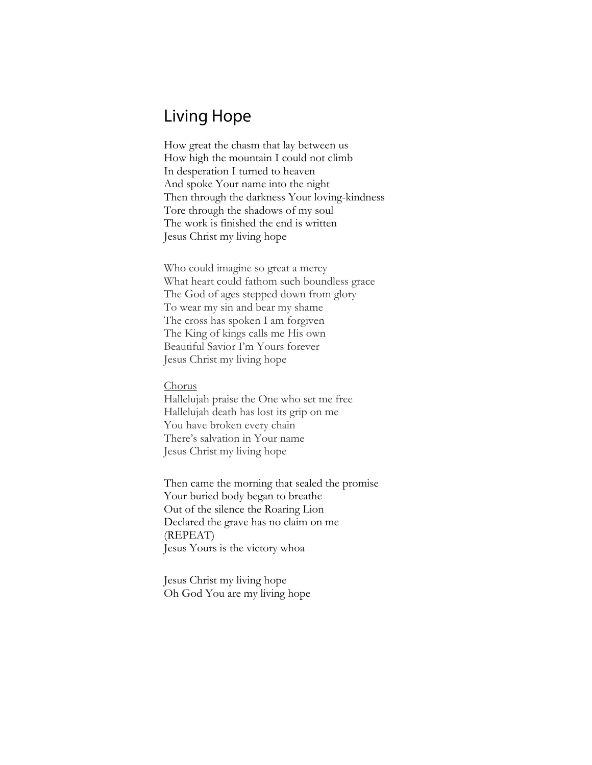# Living Hope

How great the chasm that lay between us
How high the mountain I could not climb
In desperation I turned to heaven
And spoke Your name into the night
Then through the darkness Your loving-kindness
Tore through the shadows of my soul
The work is finished the end is written
Jesus Christ my living hope

Who could imagine so great a mercy
What heart could fathom such boundless grace
The God of ages stepped down from glory
To wear my sin and bear my shame
The cross has spoken I am forgiven
The King of kings calls me His own
Beautiful Savior I'm Yours forever
Jesus Christ my living hope

<u>Chorus</u>
Hallelujah praise the One who set me free
Hallelujah death has lost its grip on me
You have broken every chain
There's salvation in Your name
Jesus Christ my living hope

Then came the morning that sealed the promise
Your buried body began to breathe
Out of the silence the Roaring Lion
Declared the grave has no claim on me
(REPEAT)
Jesus Yours is the victory whoa

Jesus Christ my living hope
Oh God You are my living hope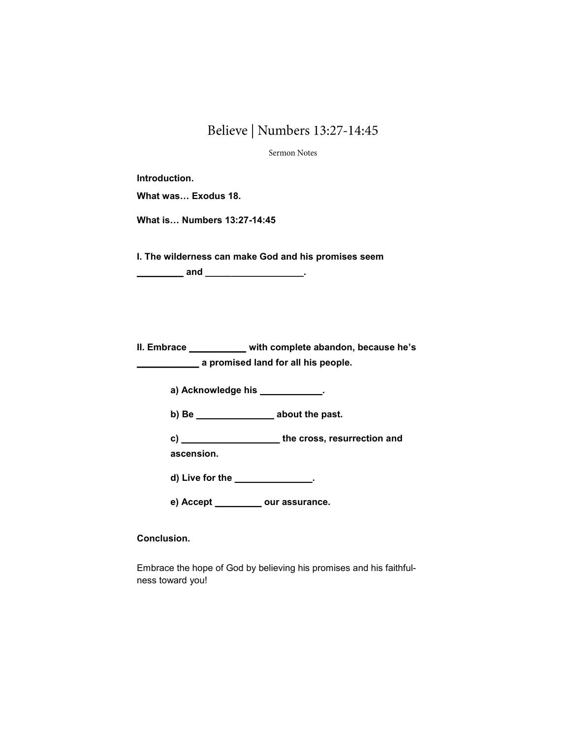# Believe | Numbers 13:27-14:45

Sermon Notes

**Introduction.**

**What was… Exodus 18.**

**What is… Numbers 13:27-14:45**

**I. The wilderness can make God and his promises seem _________ and ___________________.**

**II. Embrace ___________ with complete abandon, because he's ____________ a promised land for all his people.**

**a) Acknowledge his ____________.**

**b) Be _______________ about the past.**

**c) ___________________ the cross, resurrection and ascension.**

**d) Live for the _______________.**

**e) Accept _________ our assurance.**

**Conclusion.**

Embrace the hope of God by believing his promises and his faithfulness toward you!